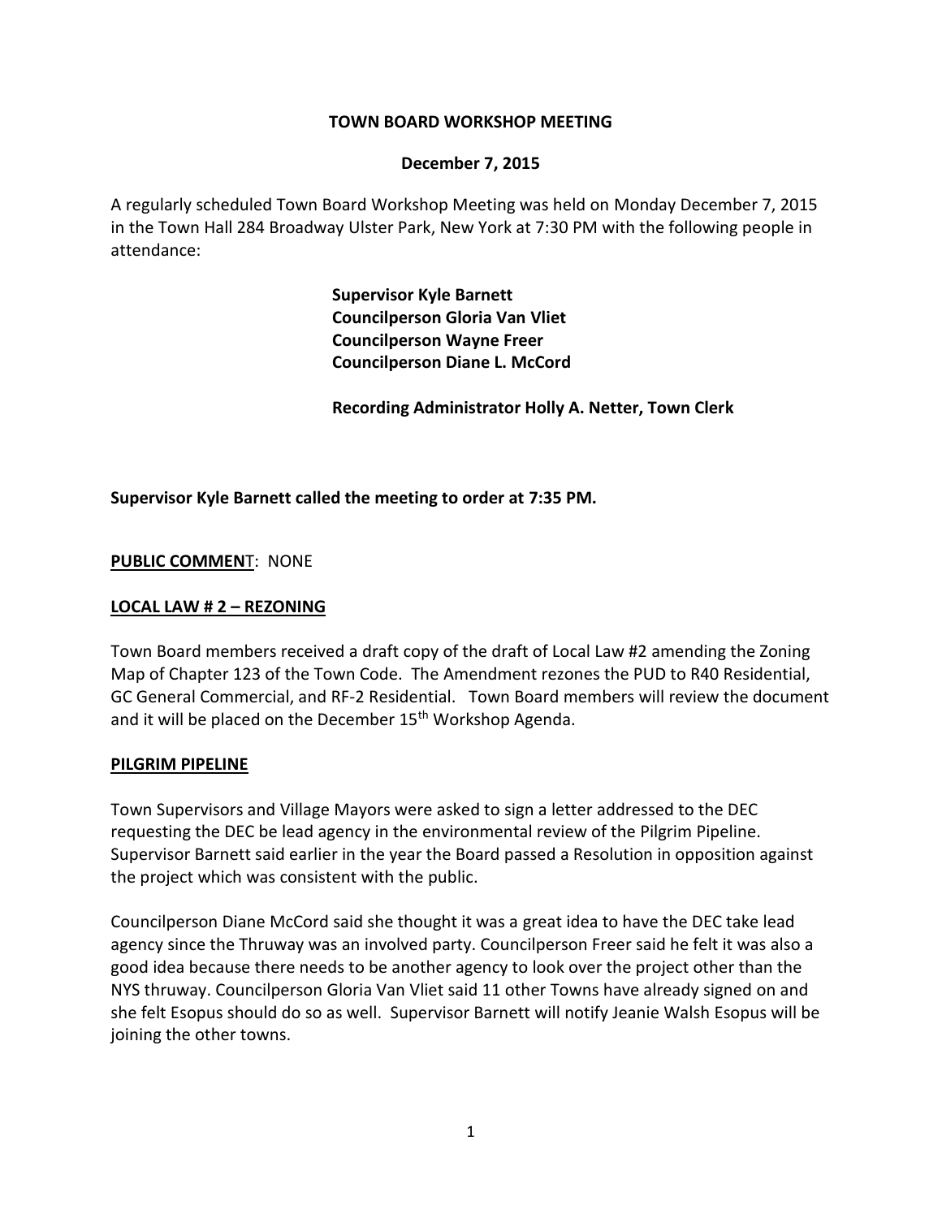**TOWN BOARD WORKSHOP MEETING**

**December 7, 2015**

A regularly scheduled Town Board Workshop Meeting was held on Monday December 7, 2015 in the Town Hall 284 Broadway Ulster Park, New York at 7:30 PM with the following people in attendance:

**Supervisor Kyle Barnett**
**Councilperson Gloria Van Vliet**
**Councilperson Wayne Freer**
**Councilperson Diane L. McCord**

**Recording Administrator Holly A. Netter, Town Clerk**

**Supervisor Kyle Barnett called the meeting to order at 7:35 PM.**

**PUBLIC COMMENT**: NONE

**LOCAL LAW # 2 – REZONING**

Town Board members received a draft copy of the draft of Local Law #2 amending the Zoning Map of Chapter 123 of the Town Code. The Amendment rezones the PUD to R40 Residential, GC General Commercial, and RF-2 Residential. Town Board members will review the document and it will be placed on the December 15th Workshop Agenda.

**PILGRIM PIPELINE**

Town Supervisors and Village Mayors were asked to sign a letter addressed to the DEC requesting the DEC be lead agency in the environmental review of the Pilgrim Pipeline. Supervisor Barnett said earlier in the year the Board passed a Resolution in opposition against the project which was consistent with the public.

Councilperson Diane McCord said she thought it was a great idea to have the DEC take lead agency since the Thruway was an involved party. Councilperson Freer said he felt it was also a good idea because there needs to be another agency to look over the project other than the NYS thruway. Councilperson Gloria Van Vliet said 11 other Towns have already signed on and she felt Esopus should do so as well. Supervisor Barnett will notify Jeanie Walsh Esopus will be joining the other towns.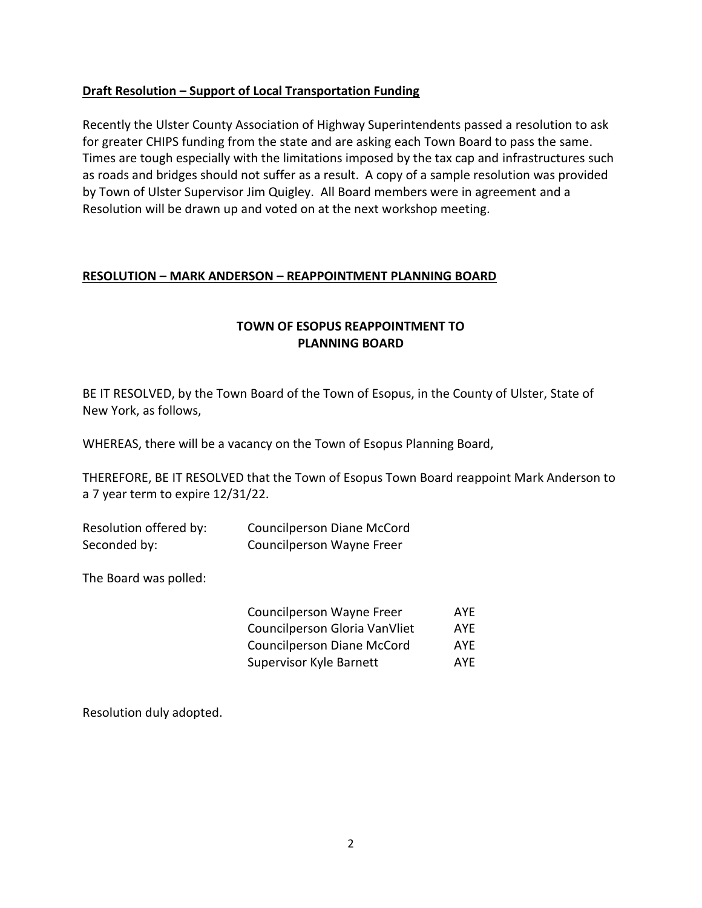**Draft Resolution – Support of Local Transportation Funding**

Recently the Ulster County Association of Highway Superintendents passed a resolution to ask for greater CHIPS funding from the state and are asking each Town Board to pass the same. Times are tough especially with the limitations imposed by the tax cap and infrastructures such as roads and bridges should not suffer as a result. A copy of a sample resolution was provided by Town of Ulster Supervisor Jim Quigley. All Board members were in agreement and a Resolution will be drawn up and voted on at the next workshop meeting.

**RESOLUTION – MARK ANDERSON – REAPPOINTMENT PLANNING BOARD**

**TOWN OF ESOPUS REAPPOINTMENT TO PLANNING BOARD**

BE IT RESOLVED, by the Town Board of the Town of Esopus, in the County of Ulster, State of New York, as follows,

WHEREAS, there will be a vacancy on the Town of Esopus Planning Board,

THEREFORE, BE IT RESOLVED that the Town of Esopus Town Board reappoint Mark Anderson to a 7 year term to expire 12/31/22.

Resolution offered by: Councilperson Diane McCord
Seconded by: Councilperson Wayne Freer

The Board was polled:

| | |
|---|---|
| Councilperson Wayne Freer | AYE |
| Councilperson Gloria VanVliet | AYE |
| Councilperson Diane McCord | AYE |
| Supervisor Kyle Barnett | AYE |

Resolution duly adopted.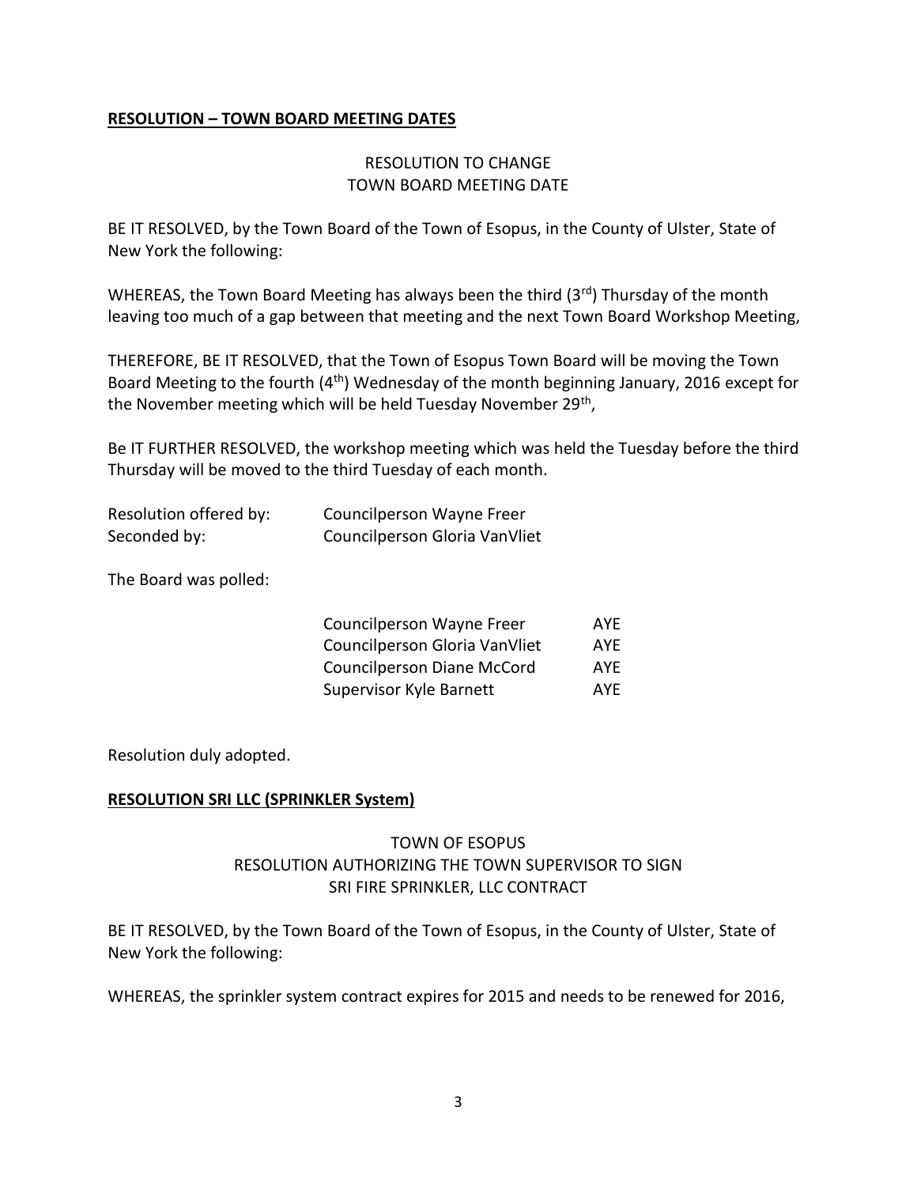**RESOLUTION – TOWN BOARD MEETING DATES**

RESOLUTION TO CHANGE
TOWN BOARD MEETING DATE

BE IT RESOLVED, by the Town Board of the Town of Esopus, in the County of Ulster, State of New York the following:

WHEREAS, the Town Board Meeting has always been the third (3rd) Thursday of the month leaving too much of a gap between that meeting and the next Town Board Workshop Meeting,

THEREFORE, BE IT RESOLVED, that the Town of Esopus Town Board will be moving the Town Board Meeting to the fourth (4th) Wednesday of the month beginning January, 2016 except for the November meeting which will be held Tuesday November 29th,

Be IT FURTHER RESOLVED, the workshop meeting which was held the Tuesday before the third Thursday will be moved to the third Tuesday of each month.

| | |
|---|---|
| Resolution offered by: | Councilperson Wayne Freer |
| Seconded by: | Councilperson Gloria VanVliet |

The Board was polled:

| | |
|---|---|
| Councilperson Wayne Freer | AYE |
| Councilperson Gloria VanVliet | AYE |
| Councilperson Diane McCord | AYE |
| Supervisor Kyle Barnett | AYE |

Resolution duly adopted.

**RESOLUTION SRI LLC (SPRINKLER System)**

TOWN OF ESOPUS
RESOLUTION AUTHORIZING THE TOWN SUPERVISOR TO SIGN
SRI FIRE SPRINKLER, LLC CONTRACT

BE IT RESOLVED, by the Town Board of the Town of Esopus, in the County of Ulster, State of New York the following:

WHEREAS, the sprinkler system contract expires for 2015 and needs to be renewed for 2016,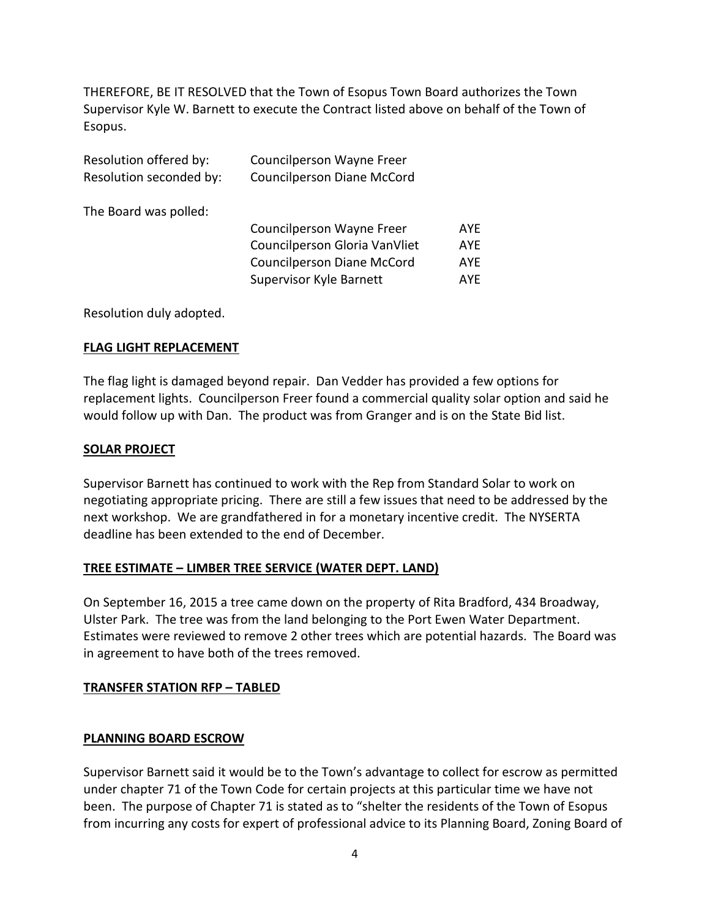THEREFORE, BE IT RESOLVED that the Town of Esopus Town Board authorizes the Town Supervisor Kyle W. Barnett to execute the Contract listed above on behalf of the Town of Esopus.

Resolution offered by: Councilperson Wayne Freer
Resolution seconded by: Councilperson Diane McCord

The Board was polled:

| | | |
|---|---|---|
| | Councilperson Wayne Freer | AYE |
| | Councilperson Gloria VanVliet | AYE |
| | Councilperson Diane McCord | AYE |
| | Supervisor Kyle Barnett | AYE |

Resolution duly adopted.

**FLAG LIGHT REPLACEMENT**

The flag light is damaged beyond repair. Dan Vedder has provided a few options for replacement lights. Councilperson Freer found a commercial quality solar option and said he would follow up with Dan. The product was from Granger and is on the State Bid list.

**SOLAR PROJECT**

Supervisor Barnett has continued to work with the Rep from Standard Solar to work on negotiating appropriate pricing. There are still a few issues that need to be addressed by the next workshop. We are grandfathered in for a monetary incentive credit. The NYSERTA deadline has been extended to the end of December.

**TREE ESTIMATE – LIMBER TREE SERVICE (WATER DEPT. LAND)**

On September 16, 2015 a tree came down on the property of Rita Bradford, 434 Broadway, Ulster Park. The tree was from the land belonging to the Port Ewen Water Department. Estimates were reviewed to remove 2 other trees which are potential hazards. The Board was in agreement to have both of the trees removed.

**TRANSFER STATION RFP – TABLED**

**PLANNING BOARD ESCROW**

Supervisor Barnett said it would be to the Town's advantage to collect for escrow as permitted under chapter 71 of the Town Code for certain projects at this particular time we have not been. The purpose of Chapter 71 is stated as to "shelter the residents of the Town of Esopus from incurring any costs for expert of professional advice to its Planning Board, Zoning Board of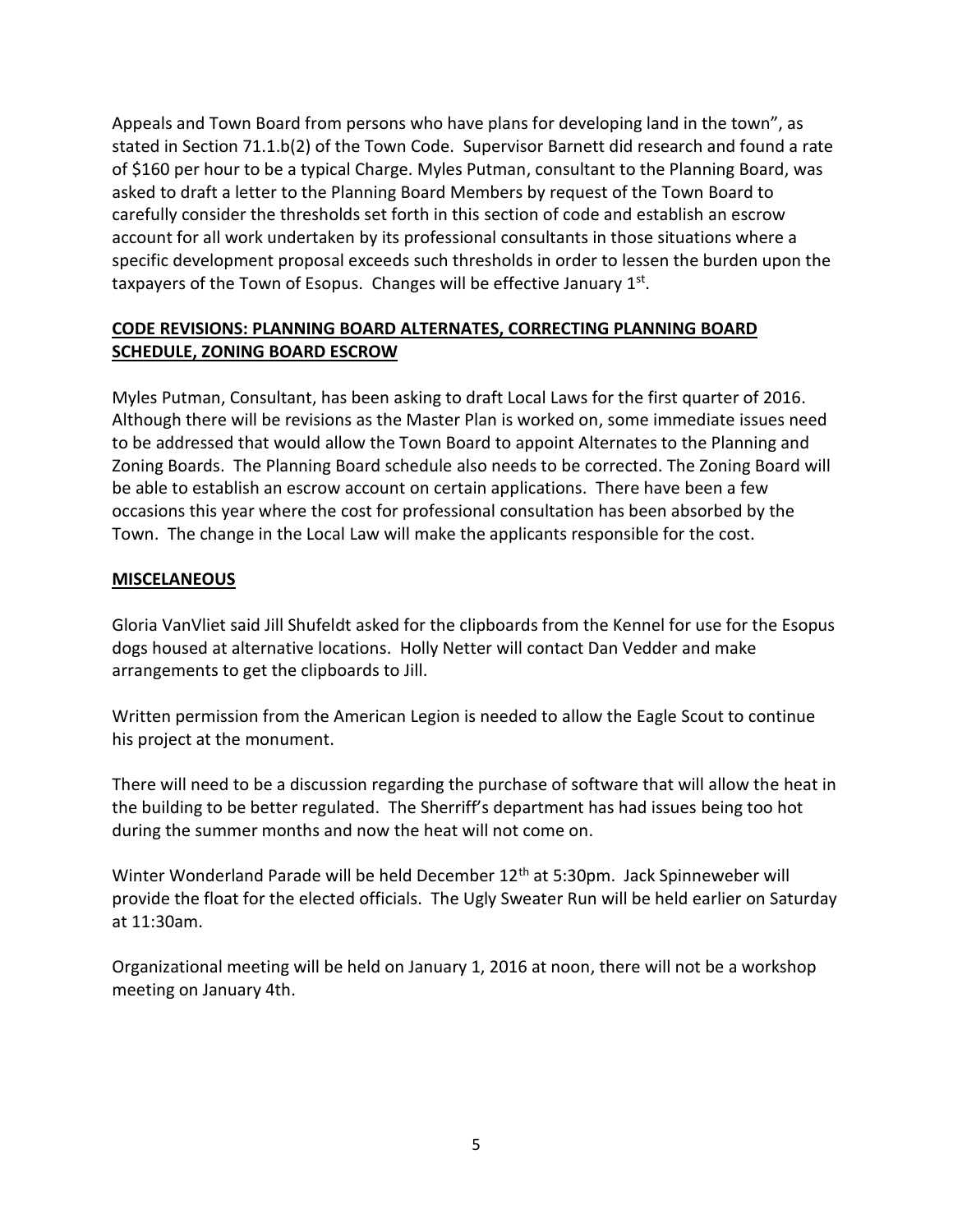Appeals and Town Board from persons who have plans for developing land in the town", as stated in Section 71.1.b(2) of the Town Code. Supervisor Barnett did research and found a rate of $160 per hour to be a typical Charge. Myles Putman, consultant to the Planning Board, was asked to draft a letter to the Planning Board Members by request of the Town Board to carefully consider the thresholds set forth in this section of code and establish an escrow account for all work undertaken by its professional consultants in those situations where a specific development proposal exceeds such thresholds in order to lessen the burden upon the taxpayers of the Town of Esopus. Changes will be effective January 1st.

**CODE REVISIONS: PLANNING BOARD ALTERNATES, CORRECTING PLANNING BOARD SCHEDULE, ZONING BOARD ESCROW**

Myles Putman, Consultant, has been asking to draft Local Laws for the first quarter of 2016. Although there will be revisions as the Master Plan is worked on, some immediate issues need to be addressed that would allow the Town Board to appoint Alternates to the Planning and Zoning Boards. The Planning Board schedule also needs to be corrected. The Zoning Board will be able to establish an escrow account on certain applications. There have been a few occasions this year where the cost for professional consultation has been absorbed by the Town. The change in the Local Law will make the applicants responsible for the cost.

**MISCELANEOUS**

Gloria VanVliet said Jill Shufeldt asked for the clipboards from the Kennel for use for the Esopus dogs housed at alternative locations. Holly Netter will contact Dan Vedder and make arrangements to get the clipboards to Jill.

Written permission from the American Legion is needed to allow the Eagle Scout to continue his project at the monument.

There will need to be a discussion regarding the purchase of software that will allow the heat in the building to be better regulated. The Sherriff's department has had issues being too hot during the summer months and now the heat will not come on.

Winter Wonderland Parade will be held December 12th at 5:30pm. Jack Spinneweber will provide the float for the elected officials. The Ugly Sweater Run will be held earlier on Saturday at 11:30am.

Organizational meeting will be held on January 1, 2016 at noon, there will not be a workshop meeting on January 4th.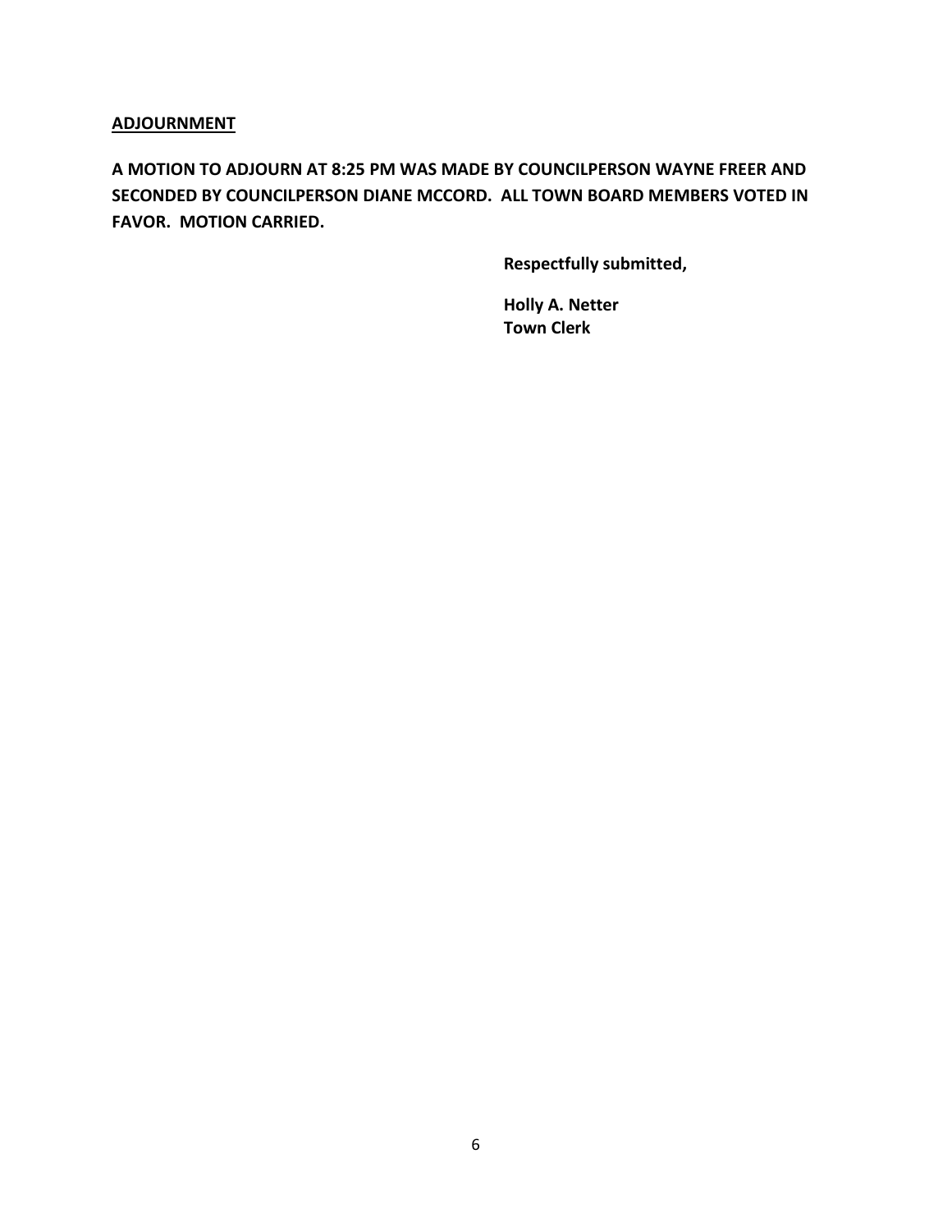**ADJOURNMENT**

**A MOTION TO ADJOURN AT 8:25 PM WAS MADE BY COUNCILPERSON WAYNE FREER AND SECONDED BY COUNCILPERSON DIANE MCCORD. ALL TOWN BOARD MEMBERS VOTED IN FAVOR. MOTION CARRIED.**

**Respectfully submitted,**

**Holly A. Netter**
**Town Clerk**